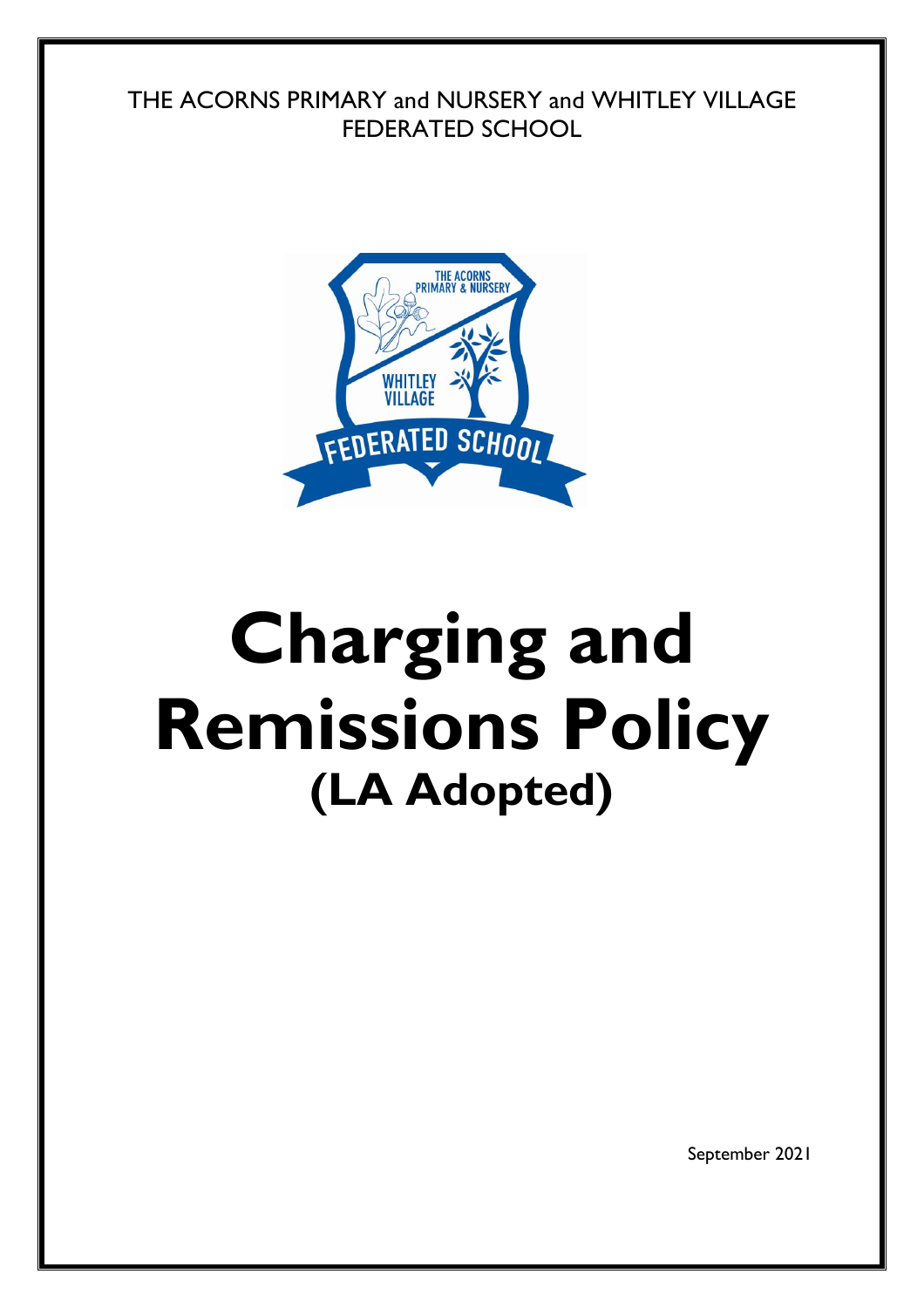THE ACORNS PRIMARY and NURSERY and WHITLEY VILLAGE FEDERATED SCHOOL

# Charging and Remissions Policy
## (LA Adopted)

September 2021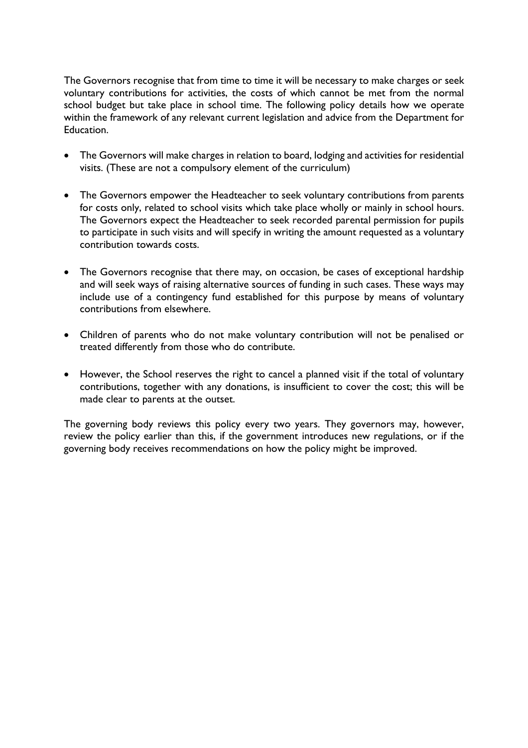The Governors recognise that from time to time it will be necessary to make charges or seek voluntary contributions for activities, the costs of which cannot be met from the normal school budget but take place in school time. The following policy details how we operate within the framework of any relevant current legislation and advice from the Department for Education.

- The Governors will make charges in relation to board, lodging and activities for residential visits. (These are not a compulsory element of the curriculum)

- The Governors empower the Headteacher to seek voluntary contributions from parents for costs only, related to school visits which take place wholly or mainly in school hours. The Governors expect the Headteacher to seek recorded parental permission for pupils to participate in such visits and will specify in writing the amount requested as a voluntary contribution towards costs.

- The Governors recognise that there may, on occasion, be cases of exceptional hardship and will seek ways of raising alternative sources of funding in such cases. These ways may include use of a contingency fund established for this purpose by means of voluntary contributions from elsewhere.

- Children of parents who do not make voluntary contribution will not be penalised or treated differently from those who do contribute.

- However, the School reserves the right to cancel a planned visit if the total of voluntary contributions, together with any donations, is insufficient to cover the cost; this will be made clear to parents at the outset.

The governing body reviews this policy every two years. They governors may, however, review the policy earlier than this, if the government introduces new regulations, or if the governing body receives recommendations on how the policy might be improved.